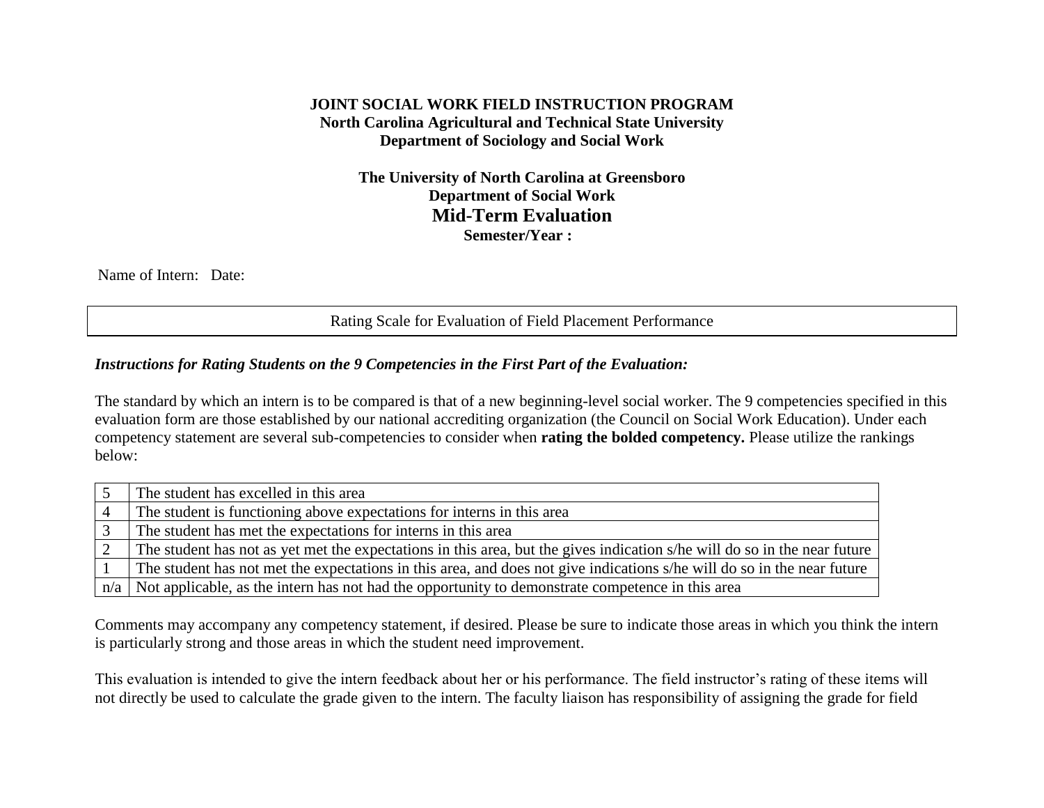**JOINT SOCIAL WORK FIELD INSTRUCTION PROGRAM**
**North Carolina Agricultural and Technical State University**
**Department of Sociology and Social Work**

**The University of North Carolina at Greensboro**
**Department of Social Work**

# Mid-Term Evaluation

**Semester/Year :**

Name of Intern: Date:

| Rating Scale for Evaluation of Field Placement Performance |
|---|

***Instructions for Rating Students on the 9 Competencies in the First Part of the Evaluation:***

The standard by which an intern is to be compared is that of a new beginning-level social worker. The 9 competencies specified in this evaluation form are those established by our national accrediting organization (the Council on Social Work Education). Under each competency statement are several sub-competencies to consider when **rating the bolded competency.** Please utilize the rankings below:

| | |
|---|---|
| 5 | The student has excelled in this area |
| 4 | The student is functioning above expectations for interns in this area |
| 3 | The student has met the expectations for interns in this area |
| 2 | The student has not as yet met the expectations in this area, but the gives indication s/he will do so in the near future |
| 1 | The student has not met the expectations in this area, and does not give indications s/he will do so in the near future |
| n/a | Not applicable, as the intern has not had the opportunity to demonstrate competence in this area |

Comments may accompany any competency statement, if desired. Please be sure to indicate those areas in which you think the intern is particularly strong and those areas in which the student need improvement.

This evaluation is intended to give the intern feedback about her or his performance. The field instructor's rating of these items will not directly be used to calculate the grade given to the intern. The faculty liaison has responsibility of assigning the grade for field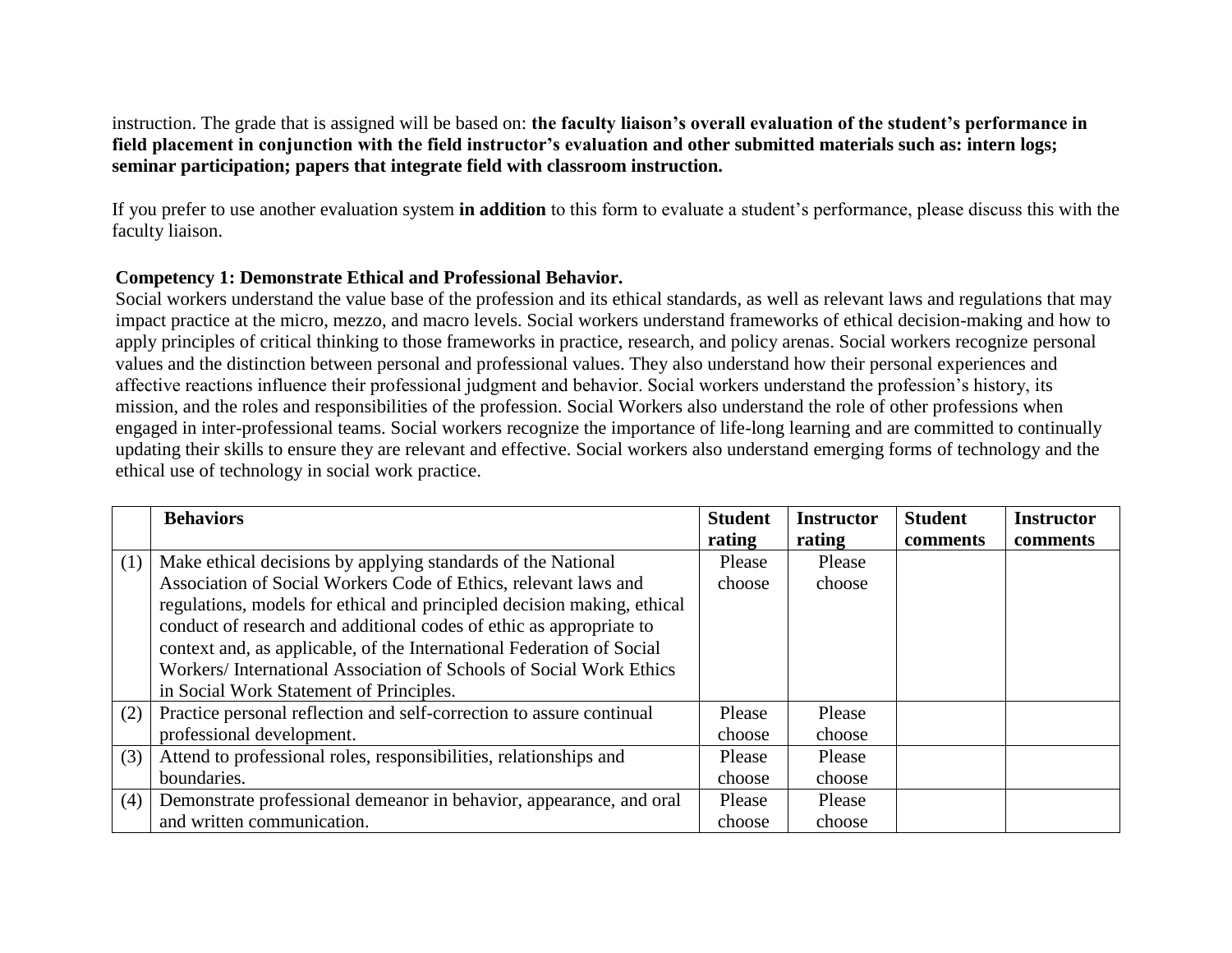instruction. The grade that is assigned will be based on: **the faculty liaison's overall evaluation of the student's performance in field placement in conjunction with the field instructor's evaluation and other submitted materials such as: intern logs; seminar participation; papers that integrate field with classroom instruction.**

If you prefer to use another evaluation system **in addition** to this form to evaluate a student's performance, please discuss this with the faculty liaison.

**Competency 1: Demonstrate Ethical and Professional Behavior.**

Social workers understand the value base of the profession and its ethical standards, as well as relevant laws and regulations that may impact practice at the micro, mezzo, and macro levels. Social workers understand frameworks of ethical decision-making and how to apply principles of critical thinking to those frameworks in practice, research, and policy arenas. Social workers recognize personal values and the distinction between personal and professional values. They also understand how their personal experiences and affective reactions influence their professional judgment and behavior. Social workers understand the profession's history, its mission, and the roles and responsibilities of the profession. Social Workers also understand the role of other professions when engaged in inter-professional teams. Social workers recognize the importance of life-long learning and are committed to continually updating their skills to ensure they are relevant and effective. Social workers also understand emerging forms of technology and the ethical use of technology in social work practice.

| | **Behaviors** | **Student rating** | **Instructor rating** | **Student comments** | **Instructor comments** |
|---|---|---|---|---|---|
| (1) | Make ethical decisions by applying standards of the National Association of Social Workers Code of Ethics, relevant laws and regulations, models for ethical and principled decision making, ethical conduct of research and additional codes of ethic as appropriate to context and, as applicable, of the International Federation of Social Workers/ International Association of Schools of Social Work Ethics in Social Work Statement of Principles. | Please choose | Please choose | | |
| (2) | Practice personal reflection and self-correction to assure continual professional development. | Please choose | Please choose | | |
| (3) | Attend to professional roles, responsibilities, relationships and boundaries. | Please choose | Please choose | | |
| (4) | Demonstrate professional demeanor in behavior, appearance, and oral and written communication. | Please choose | Please choose | | |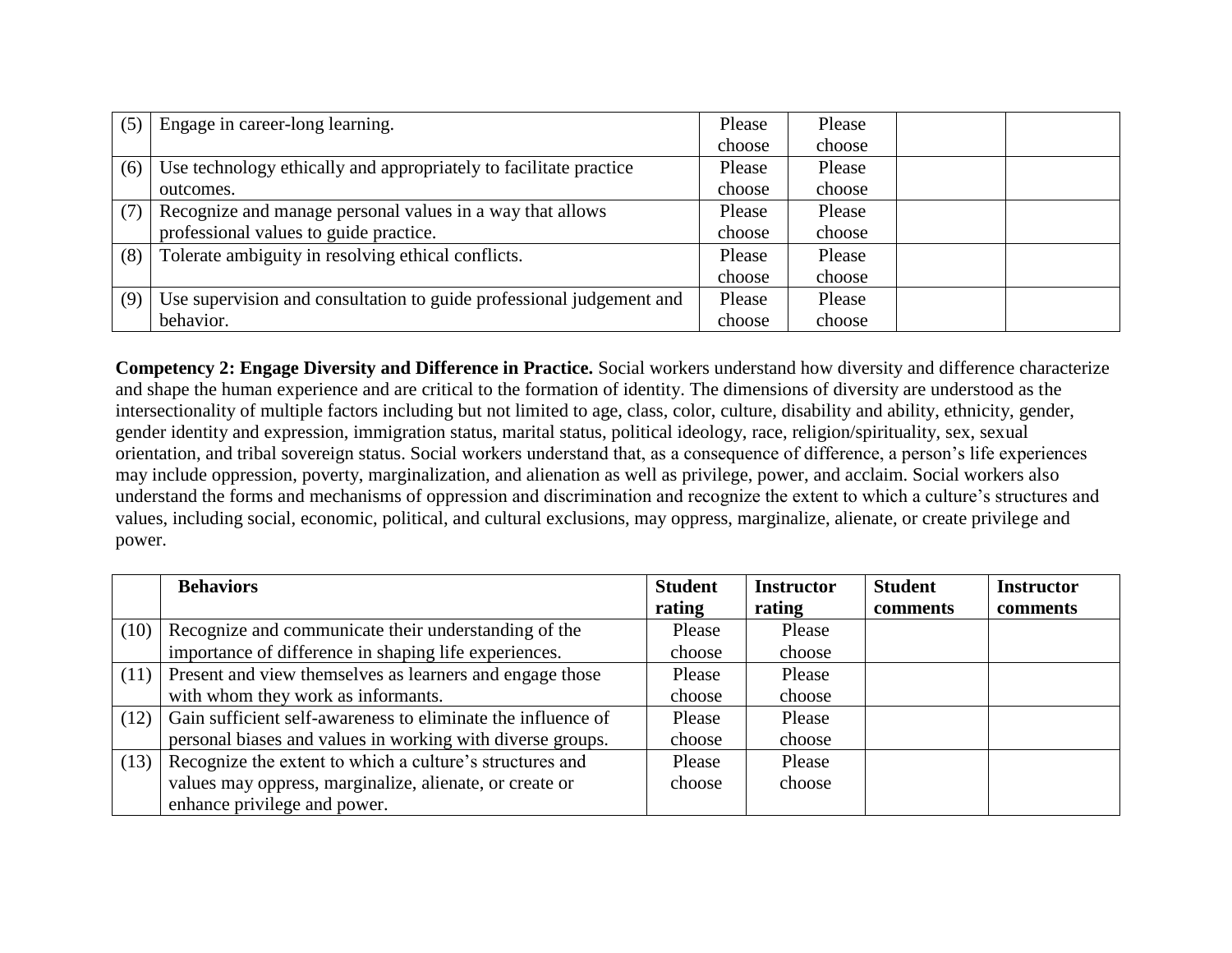| | | | | | |
|---|---|---|---|---|---|
| (5) | Engage in career-long learning. | Please choose | Please choose | | |
| (6) | Use technology ethically and appropriately to facilitate practice outcomes. | Please choose | Please choose | | |
| (7) | Recognize and manage personal values in a way that allows professional values to guide practice. | Please choose | Please choose | | |
| (8) | Tolerate ambiguity in resolving ethical conflicts. | Please choose | Please choose | | |
| (9) | Use supervision and consultation to guide professional judgement and behavior. | Please choose | Please choose | | |

**Competency 2: Engage Diversity and Difference in Practice.** Social workers understand how diversity and difference characterize and shape the human experience and are critical to the formation of identity. The dimensions of diversity are understood as the intersectionality of multiple factors including but not limited to age, class, color, culture, disability and ability, ethnicity, gender, gender identity and expression, immigration status, marital status, political ideology, race, religion/spirituality, sex, sexual orientation, and tribal sovereign status. Social workers understand that, as a consequence of difference, a person's life experiences may include oppression, poverty, marginalization, and alienation as well as privilege, power, and acclaim. Social workers also understand the forms and mechanisms of oppression and discrimination and recognize the extent to which a culture's structures and values, including social, economic, political, and cultural exclusions, may oppress, marginalize, alienate, or create privilege and power.

| | **Behaviors** | **Student rating** | **Instructor rating** | **Student comments** | **Instructor comments** |
|---|---|---|---|---|---|
| (10) | Recognize and communicate their understanding of the importance of difference in shaping life experiences. | Please choose | Please choose | | |
| (11) | Present and view themselves as learners and engage those with whom they work as informants. | Please choose | Please choose | | |
| (12) | Gain sufficient self-awareness to eliminate the influence of personal biases and values in working with diverse groups. | Please choose | Please choose | | |
| (13) | Recognize the extent to which a culture's structures and values may oppress, marginalize, alienate, or create or enhance privilege and power. | Please choose | Please choose | | |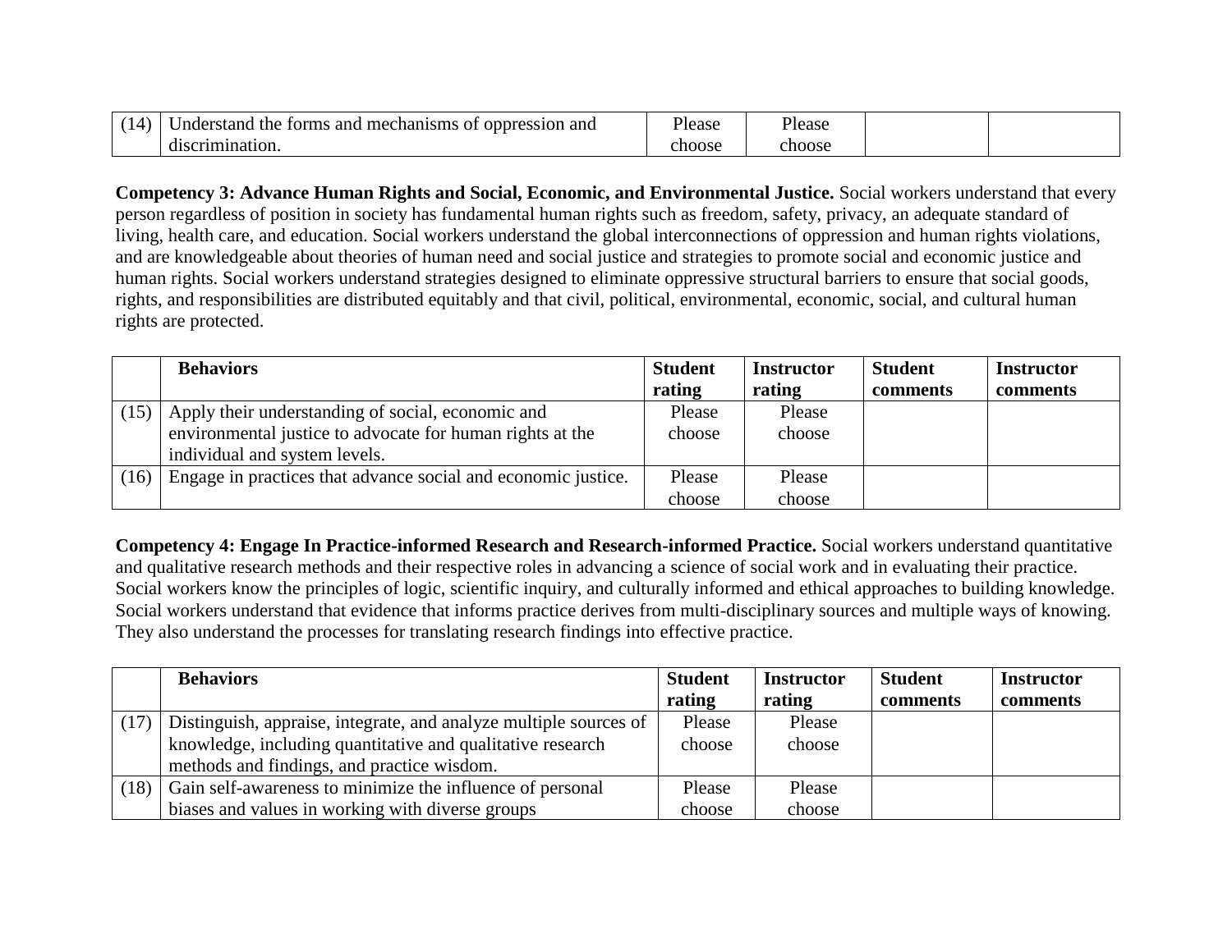| | | | | | |
|---|---|---|---|---|---|
| (14) | Understand the forms and mechanisms of oppression and discrimination. | Please choose | Please choose | | |

**Competency 3: Advance Human Rights and Social, Economic, and Environmental Justice.** Social workers understand that every person regardless of position in society has fundamental human rights such as freedom, safety, privacy, an adequate standard of living, health care, and education. Social workers understand the global interconnections of oppression and human rights violations, and are knowledgeable about theories of human need and social justice and strategies to promote social and economic justice and human rights. Social workers understand strategies designed to eliminate oppressive structural barriers to ensure that social goods, rights, and responsibilities are distributed equitably and that civil, political, environmental, economic, social, and cultural human rights are protected.

| | **Behaviors** | **Student rating** | **Instructor rating** | **Student comments** | **Instructor comments** |
|---|---|---|---|---|---|
| (15) | Apply their understanding of social, economic and environmental justice to advocate for human rights at the individual and system levels. | Please choose | Please choose | | |
| (16) | Engage in practices that advance social and economic justice. | Please choose | Please choose | | |

**Competency 4: Engage In Practice-informed Research and Research-informed Practice.** Social workers understand quantitative and qualitative research methods and their respective roles in advancing a science of social work and in evaluating their practice. Social workers know the principles of logic, scientific inquiry, and culturally informed and ethical approaches to building knowledge. Social workers understand that evidence that informs practice derives from multi-disciplinary sources and multiple ways of knowing. They also understand the processes for translating research findings into effective practice.

| | **Behaviors** | **Student rating** | **Instructor rating** | **Student comments** | **Instructor comments** |
|---|---|---|---|---|---|
| (17) | Distinguish, appraise, integrate, and analyze multiple sources of knowledge, including quantitative and qualitative research methods and findings, and practice wisdom. | Please choose | Please choose | | |
| (18) | Gain self-awareness to minimize the influence of personal biases and values in working with diverse groups | Please choose | Please choose | | |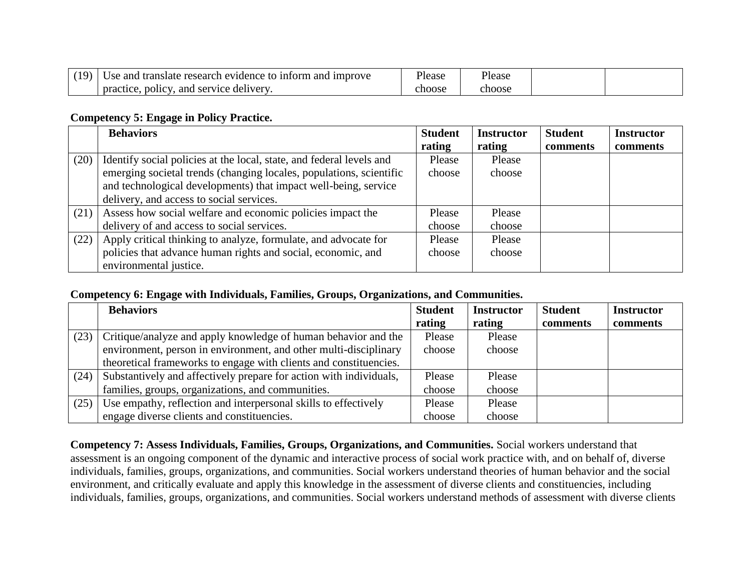| (19) | Use and translate research evidence to inform and improve practice, policy, and service delivery. | Please choose | Please choose | | |
|---|---|---|---|---|---|

**Competency 5: Engage in Policy Practice.**

| | Behaviors | Student rating | Instructor rating | Student comments | Instructor comments |
|---|---|---|---|---|---|
| (20) | Identify social policies at the local, state, and federal levels and emerging societal trends (changing locales, populations, scientific and technological developments) that impact well-being, service delivery, and access to social services. | Please choose | Please choose | | |
| (21) | Assess how social welfare and economic policies impact the delivery of and access to social services. | Please choose | Please choose | | |
| (22) | Apply critical thinking to analyze, formulate, and advocate for policies that advance human rights and social, economic, and environmental justice. | Please choose | Please choose | | |

**Competency 6: Engage with Individuals, Families, Groups, Organizations, and Communities.**

| | Behaviors | Student rating | Instructor rating | Student comments | Instructor comments |
|---|---|---|---|---|---|
| (23) | Critique/analyze and apply knowledge of human behavior and the environment, person in environment, and other multi-disciplinary theoretical frameworks to engage with clients and constituencies. | Please choose | Please choose | | |
| (24) | Substantively and affectively prepare for action with individuals, families, groups, organizations, and communities. | Please choose | Please choose | | |
| (25) | Use empathy, reflection and interpersonal skills to effectively engage diverse clients and constituencies. | Please choose | Please choose | | |

**Competency 7: Assess Individuals, Families, Groups, Organizations, and Communities.** Social workers understand that assessment is an ongoing component of the dynamic and interactive process of social work practice with, and on behalf of, diverse individuals, families, groups, organizations, and communities. Social workers understand theories of human behavior and the social environment, and critically evaluate and apply this knowledge in the assessment of diverse clients and constituencies, including individuals, families, groups, organizations, and communities. Social workers understand methods of assessment with diverse clients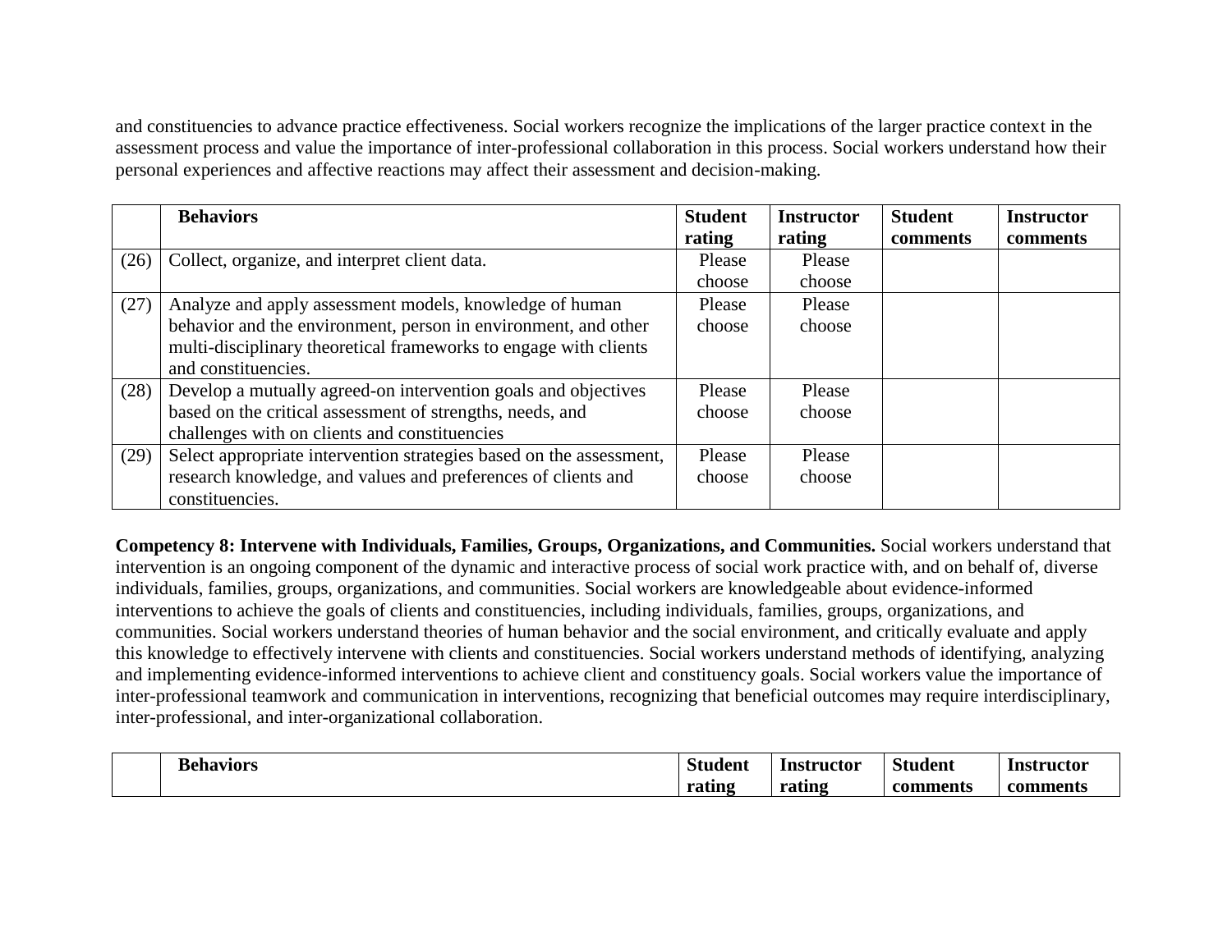and constituencies to advance practice effectiveness. Social workers recognize the implications of the larger practice context in the assessment process and value the importance of inter-professional collaboration in this process. Social workers understand how their personal experiences and affective reactions may affect their assessment and decision-making.

| | **Behaviors** | **Student rating** | **Instructor rating** | **Student comments** | **Instructor comments** |
|---|---|---|---|---|---|
| (26) | Collect, organize, and interpret client data. | Please choose | Please choose | | |
| (27) | Analyze and apply assessment models, knowledge of human behavior and the environment, person in environment, and other multi-disciplinary theoretical frameworks to engage with clients and constituencies. | Please choose | Please choose | | |
| (28) | Develop a mutually agreed-on intervention goals and objectives based on the critical assessment of strengths, needs, and challenges with on clients and constituencies | Please choose | Please choose | | |
| (29) | Select appropriate intervention strategies based on the assessment, research knowledge, and values and preferences of clients and constituencies. | Please choose | Please choose | | |

**Competency 8: Intervene with Individuals, Families, Groups, Organizations, and Communities.** Social workers understand that intervention is an ongoing component of the dynamic and interactive process of social work practice with, and on behalf of, diverse individuals, families, groups, organizations, and communities. Social workers are knowledgeable about evidence-informed interventions to achieve the goals of clients and constituencies, including individuals, families, groups, organizations, and communities. Social workers understand theories of human behavior and the social environment, and critically evaluate and apply this knowledge to effectively intervene with clients and constituencies. Social workers understand methods of identifying, analyzing and implementing evidence-informed interventions to achieve client and constituency goals. Social workers value the importance of inter-professional teamwork and communication in interventions, recognizing that beneficial outcomes may require interdisciplinary, inter-professional, and inter-organizational collaboration.

| | **Behaviors** | **Student rating** | **Instructor rating** | **Student comments** | **Instructor comments** |
|---|---|---|---|---|---|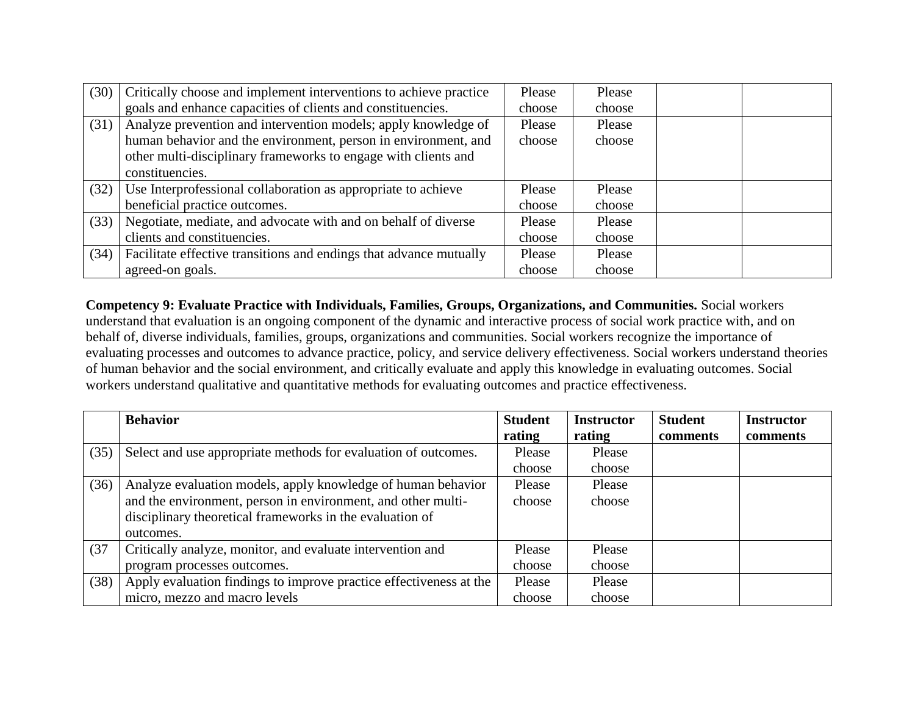| | | | | | |
|---|---|---|---|---|---|
| (30) | Critically choose and implement interventions to achieve practice goals and enhance capacities of clients and constituencies. | Please choose | Please choose | | |
| (31) | Analyze prevention and intervention models; apply knowledge of human behavior and the environment, person in environment, and other multi-disciplinary frameworks to engage with clients and constituencies. | Please choose | Please choose | | |
| (32) | Use Interprofessional collaboration as appropriate to achieve beneficial practice outcomes. | Please choose | Please choose | | |
| (33) | Negotiate, mediate, and advocate with and on behalf of diverse clients and constituencies. | Please choose | Please choose | | |
| (34) | Facilitate effective transitions and endings that advance mutually agreed-on goals. | Please choose | Please choose | | |

**Competency 9: Evaluate Practice with Individuals, Families, Groups, Organizations, and Communities.** Social workers understand that evaluation is an ongoing component of the dynamic and interactive process of social work practice with, and on behalf of, diverse individuals, families, groups, organizations and communities. Social workers recognize the importance of evaluating processes and outcomes to advance practice, policy, and service delivery effectiveness. Social workers understand theories of human behavior and the social environment, and critically evaluate and apply this knowledge in evaluating outcomes. Social workers understand qualitative and quantitative methods for evaluating outcomes and practice effectiveness.

| | **Behavior** | **Student rating** | **Instructor rating** | **Student comments** | **Instructor comments** |
|---|---|---|---|---|---|
| (35) | Select and use appropriate methods for evaluation of outcomes. | Please choose | Please choose | | |
| (36) | Analyze evaluation models, apply knowledge of human behavior and the environment, person in environment, and other multi-disciplinary theoretical frameworks in the evaluation of outcomes. | Please choose | Please choose | | |
| (37 | Critically analyze, monitor, and evaluate intervention and program processes outcomes. | Please choose | Please choose | | |
| (38) | Apply evaluation findings to improve practice effectiveness at the micro, mezzo and macro levels | Please choose | Please choose | | |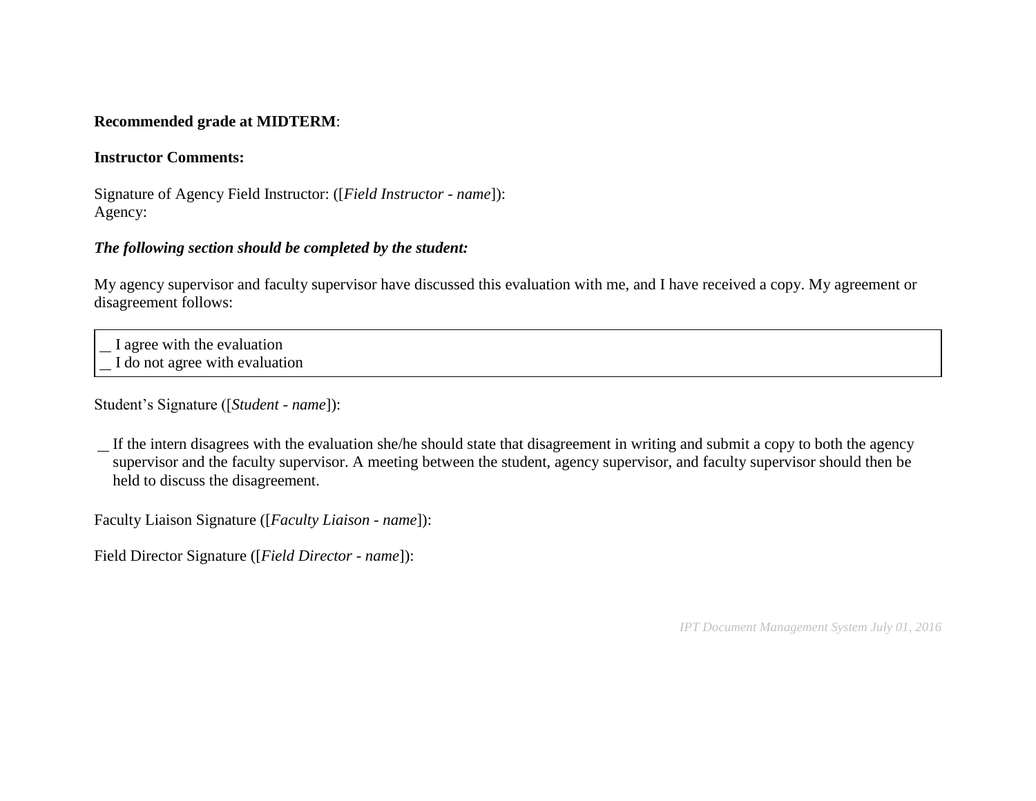**Recommended grade at MIDTERM**:

**Instructor Comments:**

Signature of Agency Field Instructor: ([*Field Instructor - name*]):
Agency:

***The following section should be completed by the student:***

My agency supervisor and faculty supervisor have discussed this evaluation with me, and I have received a copy. My agreement or disagreement follows:

__ I agree with the evaluation
__ I do not agree with evaluation

Student's Signature ([*Student - name*]):

__ If the intern disagrees with the evaluation she/he should state that disagreement in writing and submit a copy to both the agency supervisor and the faculty supervisor. A meeting between the student, agency supervisor, and faculty supervisor should then be held to discuss the disagreement.

Faculty Liaison Signature ([*Faculty Liaison - name*]):

Field Director Signature ([*Field Director - name*]):